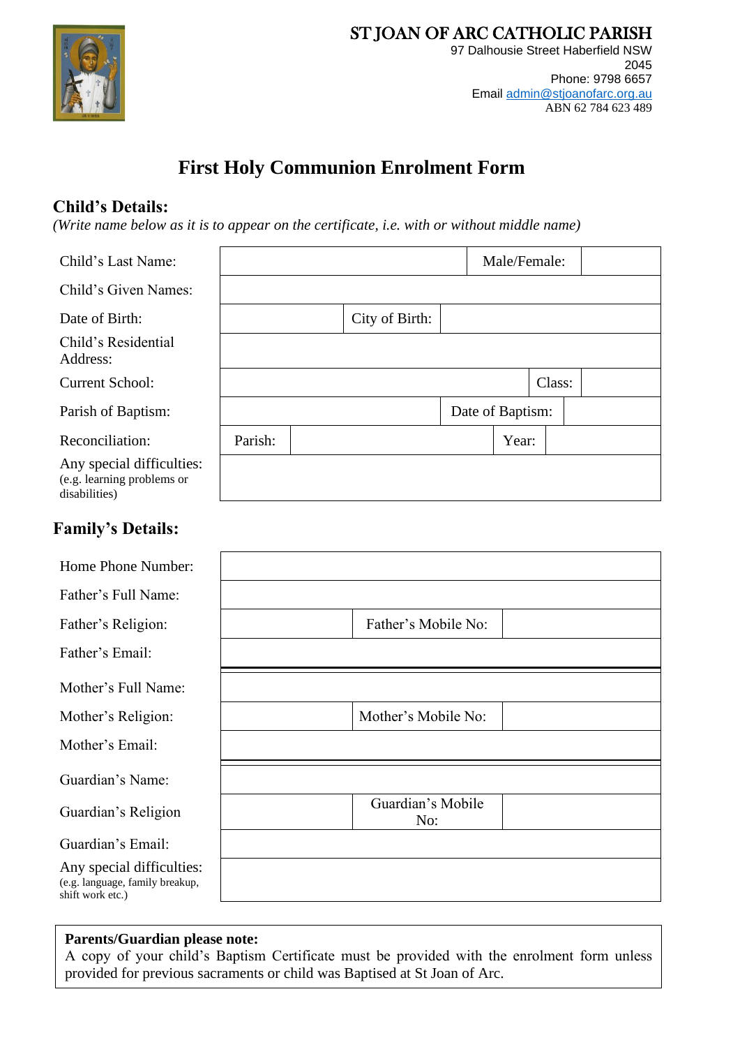**ST JOAN OF ARC CATHOLIC PARISH**
97 Dalhousie Street Haberfield NSW 2045
Phone: 9798 6657
Email admin@stjoanofarc.org.au
ABN 62 784 623 489

# First Holy Communion Enrolment Form

## Child's Details:

*(Write name below as it is to appear on the certificate, i.e. with or without middle name)*

| | | | | |
|---|---|---|---|---|
| Child's Last Name: | | | Male/Female: | |
| Child's Given Names: | | | | |
| Date of Birth: | | City of Birth: | | |
| Child's Residential Address: | | | | |
| Current School: | | | Class: | |
| Parish of Baptism: | | | Date of Baptism: | |
| Reconciliation: | Parish: | | Year: | |
| Any special difficulties: (e.g. learning problems or disabilities) | | | | |

## Family's Details:

| | | | |
|---|---|---|---|
| Home Phone Number: | | | |
| Father's Full Name: | | | |
| Father's Religion: | | Father's Mobile No: | |
| Father's Email: | | | |
| Mother's Full Name: | | | |
| Mother's Religion: | | Mother's Mobile No: | |
| Mother's Email: | | | |
| Guardian's Name: | | | |
| Guardian's Religion | | Guardian's Mobile No: | |
| Guardian's Email: | | | |
| Any special difficulties: (e.g. language, family breakup, shift work etc.) | | | |

**Parents/Guardian please note:**
A copy of your child's Baptism Certificate must be provided with the enrolment form unless provided for previous sacraments or child was Baptised at St Joan of Arc.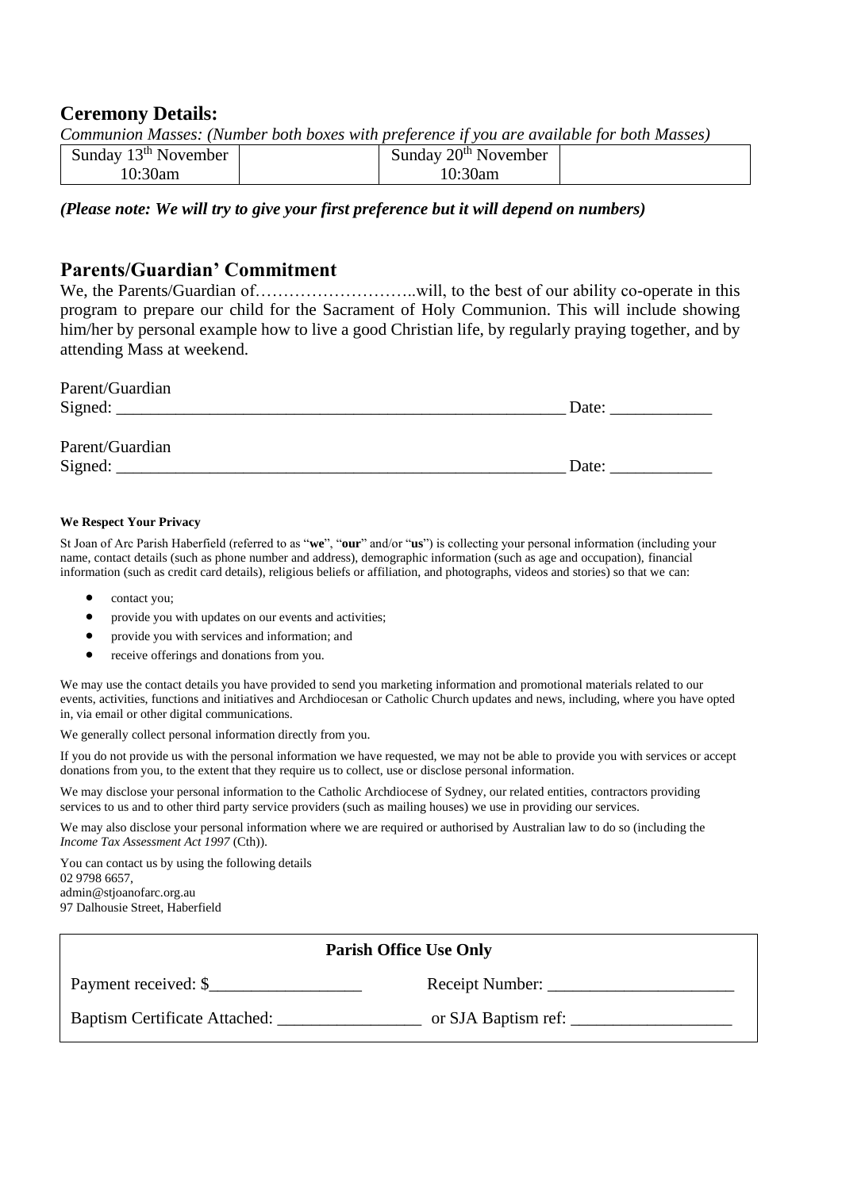## Ceremony Details:

*Communion Masses: (Number both boxes with preference if you are available for both Masses)*

| | | | |
|---|---|---|---|
| Sunday 13th November 10:30am | | Sunday 20th November 10:30am | |

***(Please note: We will try to give your first preference but it will depend on numbers)***

## Parents/Guardian' Commitment

We, the Parents/Guardian of………………………..will, to the best of our ability co-operate in this program to prepare our child for the Sacrament of Holy Communion. This will include showing him/her by personal example how to live a good Christian life, by regularly praying together, and by attending Mass at weekend.

Parent/Guardian
Signed: _______________________________________________________ Date: ____________

Parent/Guardian
Signed: _______________________________________________________ Date: ____________

**We Respect Your Privacy**

St Joan of Arc Parish Haberfield (referred to as "**we**", "**our**" and/or "**us**") is collecting your personal information (including your name, contact details (such as phone number and address), demographic information (such as age and occupation), financial information (such as credit card details), religious beliefs or affiliation, and photographs, videos and stories) so that we can:

- contact you;
- provide you with updates on our events and activities;
- provide you with services and information; and
- receive offerings and donations from you.

We may use the contact details you have provided to send you marketing information and promotional materials related to our events, activities, functions and initiatives and Archdiocesan or Catholic Church updates and news, including, where you have opted in, via email or other digital communications.

We generally collect personal information directly from you.

If you do not provide us with the personal information we have requested, we may not be able to provide you with services or accept donations from you, to the extent that they require us to collect, use or disclose personal information.

We may disclose your personal information to the Catholic Archdiocese of Sydney, our related entities, contractors providing services to us and to other third party service providers (such as mailing houses) we use in providing our services.

We may also disclose your personal information where we are required or authorised by Australian law to do so (including the *Income Tax Assessment Act 1997* (Cth)).

You can contact us by using the following details
02 9798 6657,
admin@stjoanofarc.org.au
97 Dalhousie Street, Haberfield

**Parish Office Use Only**

Payment received: $__________________ Receipt Number: ______________________

Baptism Certificate Attached: _________________ or SJA Baptism ref: ___________________